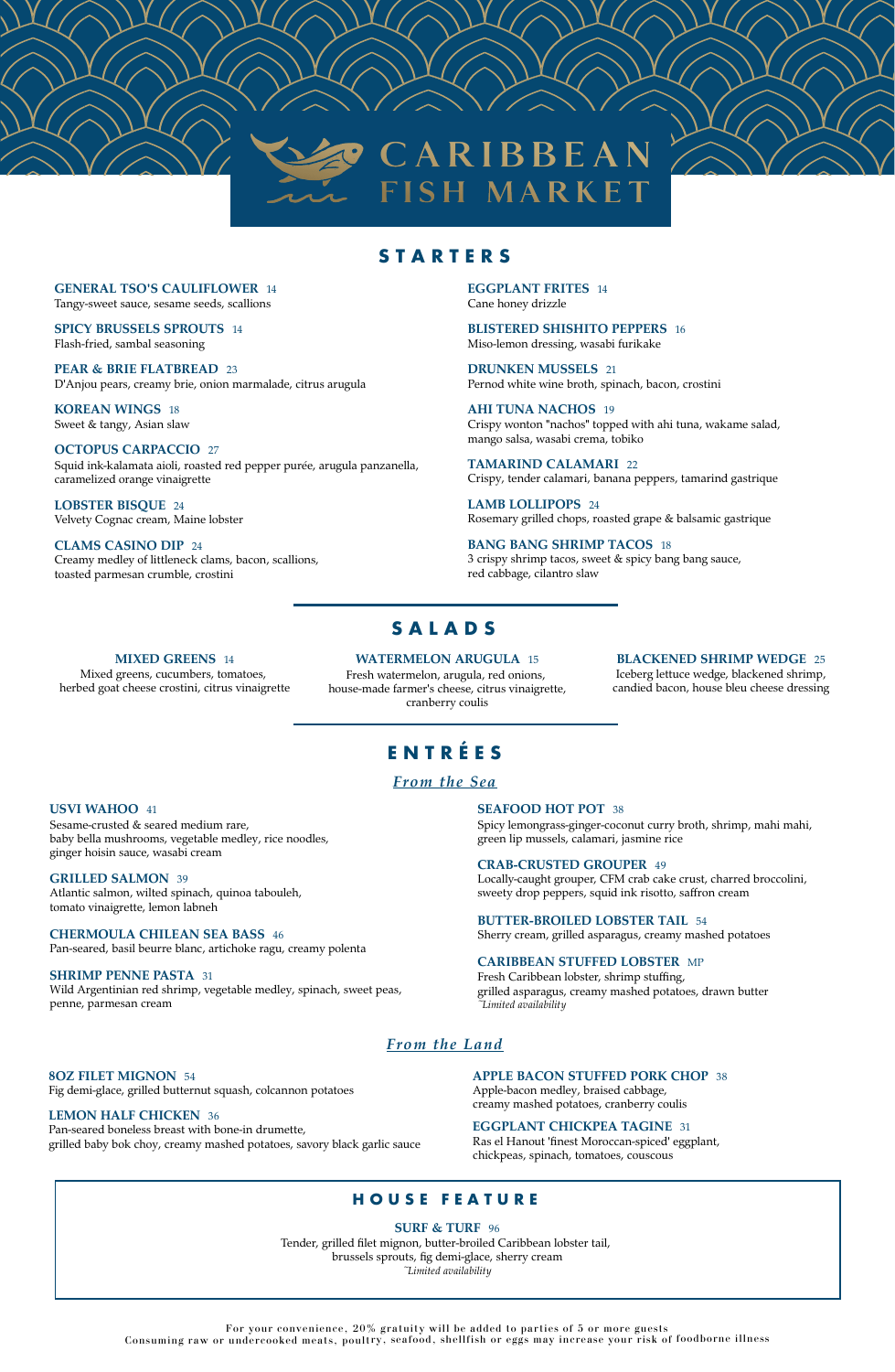# CARIBBEAN FISH MARKET

## STARTERS

**GENERAL TSO'S CAULIFLOWER** 14
Tangy-sweet sauce, sesame seeds, scallions

**SPICY BRUSSELS SPROUTS** 14
Flash-fried, sambal seasoning

**PEAR & BRIE FLATBREAD** 23
D'Anjou pears, creamy brie, onion marmalade, citrus arugula

**KOREAN WINGS** 18
Sweet & tangy, Asian slaw

**OCTOPUS CARPACCIO** 27
Squid ink-kalamata aioli, roasted red pepper purée, arugula panzanella, caramelized orange vinaigrette

**LOBSTER BISQUE** 24
Velvety Cognac cream, Maine lobster

**CLAMS CASINO DIP** 24
Creamy medley of littleneck clams, bacon, scallions, toasted parmesan crumble, crostini

**EGGPLANT FRITES** 14
Cane honey drizzle

**BLISTERED SHISHITO PEPPERS** 16
Miso-lemon dressing, wasabi furikake

**DRUNKEN MUSSELS** 21
Pernod white wine broth, spinach, bacon, crostini

**AHI TUNA NACHOS** 19
Crispy wonton "nachos" topped with ahi tuna, wakame salad, mango salsa, wasabi crema, tobiko

**TAMARIND CALAMARI** 22
Crispy, tender calamari, banana peppers, tamarind gastrique

**LAMB LOLLIPOPS** 24
Rosemary grilled chops, roasted grape & balsamic gastrique

**BANG BANG SHRIMP TACOS** 18
3 crispy shrimp tacos, sweet & spicy bang bang sauce, red cabbage, cilantro slaw

## SALADS

**MIXED GREENS** 14
Mixed greens, cucumbers, tomatoes, herbed goat cheese crostini, citrus vinaigrette

**WATERMELON ARUGULA** 15
Fresh watermelon, arugula, red onions, house-made farmer's cheese, citrus vinaigrette, cranberry coulis

**BLACKENED SHRIMP WEDGE** 25
Iceberg lettuce wedge, blackened shrimp, candied bacon, house bleu cheese dressing

## ENTRÉES

### *From the Sea*

**USVI WAHOO** 41
Sesame-crusted & seared medium rare, baby bella mushrooms, vegetable medley, rice noodles, ginger hoisin sauce, wasabi cream

**GRILLED SALMON** 39
Atlantic salmon, wilted spinach, quinoa tabouleh, tomato vinaigrette, lemon labneh

**CHERMOULA CHILEAN SEA BASS** 46
Pan-seared, basil beurre blanc, artichoke ragu, creamy polenta

**SHRIMP PENNE PASTA** 31
Wild Argentinian red shrimp, vegetable medley, spinach, sweet peas, penne, parmesan cream

**SEAFOOD HOT POT** 38
Spicy lemongrass-ginger-coconut curry broth, shrimp, mahi mahi, green lip mussels, calamari, jasmine rice

**CRAB-CRUSTED GROUPER** 49
Locally-caught grouper, CFM crab cake crust, charred broccolini, sweety drop peppers, squid ink risotto, saffron cream

**BUTTER-BROILED LOBSTER TAIL** 54
Sherry cream, grilled asparagus, creamy mashed potatoes

**CARIBBEAN STUFFED LOBSTER** MP
Fresh Caribbean lobster, shrimp stuffing, grilled asparagus, creamy mashed potatoes, drawn butter
*~Limited availability*

### *From the Land*

**8OZ FILET MIGNON** 54
Fig demi-glace, grilled butternut squash, colcannon potatoes

**LEMON HALF CHICKEN** 36
Pan-seared boneless breast with bone-in drumette, grilled baby bok choy, creamy mashed potatoes, savory black garlic sauce

**APPLE BACON STUFFED PORK CHOP** 38
Apple-bacon medley, braised cabbage, creamy mashed potatoes, cranberry coulis

**EGGPLANT CHICKPEA TAGINE** 31
Ras el Hanout 'finest Moroccan-spiced' eggplant, chickpeas, spinach, tomatoes, couscous

## HOUSE FEATURE

**SURF & TURF** 96
Tender, grilled filet mignon, butter-broiled Caribbean lobster tail, brussels sprouts, fig demi-glace, sherry cream
*~Limited availability*

For your convenience, 20% gratuity will be added to parties of 5 or more guests
Consuming raw or undercooked meats, poultry, seafood, shellfish or eggs may increase your risk of foodborne illness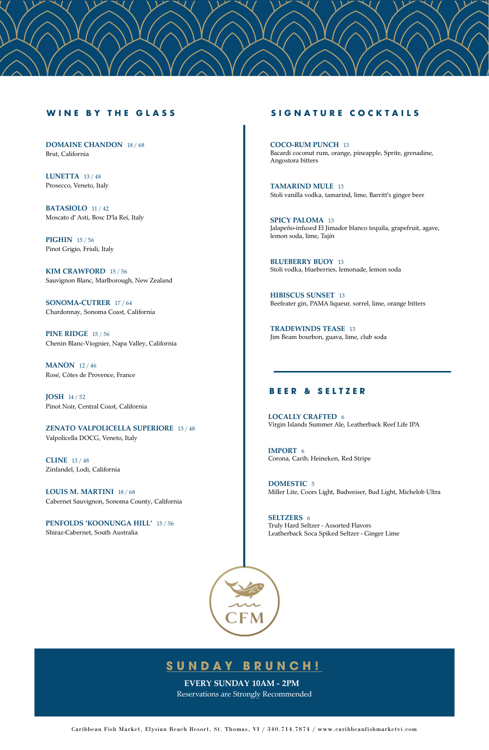## WINE BY THE GLASS

**DOMAINE CHANDON** 18 / 68
Brut, California

**LUNETTA** 13 / 48
Prosecco, Veneto, Italy

**BATASIOLO** 11 / 42
Moscato d' Asti, Bosc D'la Rei, Italy

**PIGHIN** 15 / 56
Pinot Grigio, Friuli, Italy

**KIM CRAWFORD** 15 / 56
Sauvignon Blanc, Marlborough, New Zealand

**SONOMA-CUTRER** 17 / 64
Chardonnay, Sonoma Coast, California

**PINE RIDGE** 15 / 56
Chenin Blanc-Viognier, Napa Valley, California

**MANON** 12 / 46
Rosé, Côtes de Provence, France

**JOSH** 14 / 52
Pinot Noir, Central Coast, California

**ZENATO VALPOLICELLA SUPERIORE** 13 / 48
Valpolicella DOCG, Veneto, Italy

**CLINE** 13 / 48
Zinfandel, Lodi, California

**LOUIS M. MARTINI** 18 / 68
Cabernet Sauvignon, Sonoma County, California

**PENFOLDS 'KOONUNGA HILL'** 15 / 56
Shiraz-Cabernet, South Australia

## SIGNATURE COCKTAILS

**COCO-RUM PUNCH** 13
Bacardi coconut rum, orange, pineapple, Sprite, grenadine, Angostora bitters

**TAMARIND MULE** 13
Stoli vanilla vodka, tamarind, lime, Barritt's ginger beer

**SPICY PALOMA** 13
Jalapeño-infused El Jimador blanco tequila, grapefruit, agave, lemon soda, lime, Tajín

**BLUEBERRY BUOY** 13
Stoli vodka, blueberries, lemonade, lemon soda

**HIBISCUS SUNSET** 13
Beefeater gin, PAMA liqueur, sorrel, lime, orange bitters

**TRADEWINDS TEASE** 13
Jim Beam bourbon, guava, lime, club soda

## BEER & SELTZER

**LOCALLY CRAFTED** 6
Virgin Islands Summer Ale, Leatherback Reef Life IPA

**IMPORT** 6
Corona, Carib, Heineken, Red Stripe

**DOMESTIC** 5
Miller Lite, Coors Light, Budweiser, Bud Light, Michelob Ultra

**SELTZERS** 6
Truly Hard Seltzer - Assorted Flavors
Leatherback Soca Spiked Seltzer - Ginger Lime

CFM

## SUNDAY BRUNCH!

**EVERY SUNDAY 10AM - 2PM**
Reservations are Strongly Recommended

Caribbean Fish Market, Elysian Beach Resort, St. Thomas, VI / 340.714.7874 / www.caribbeanfishmarketvi.com